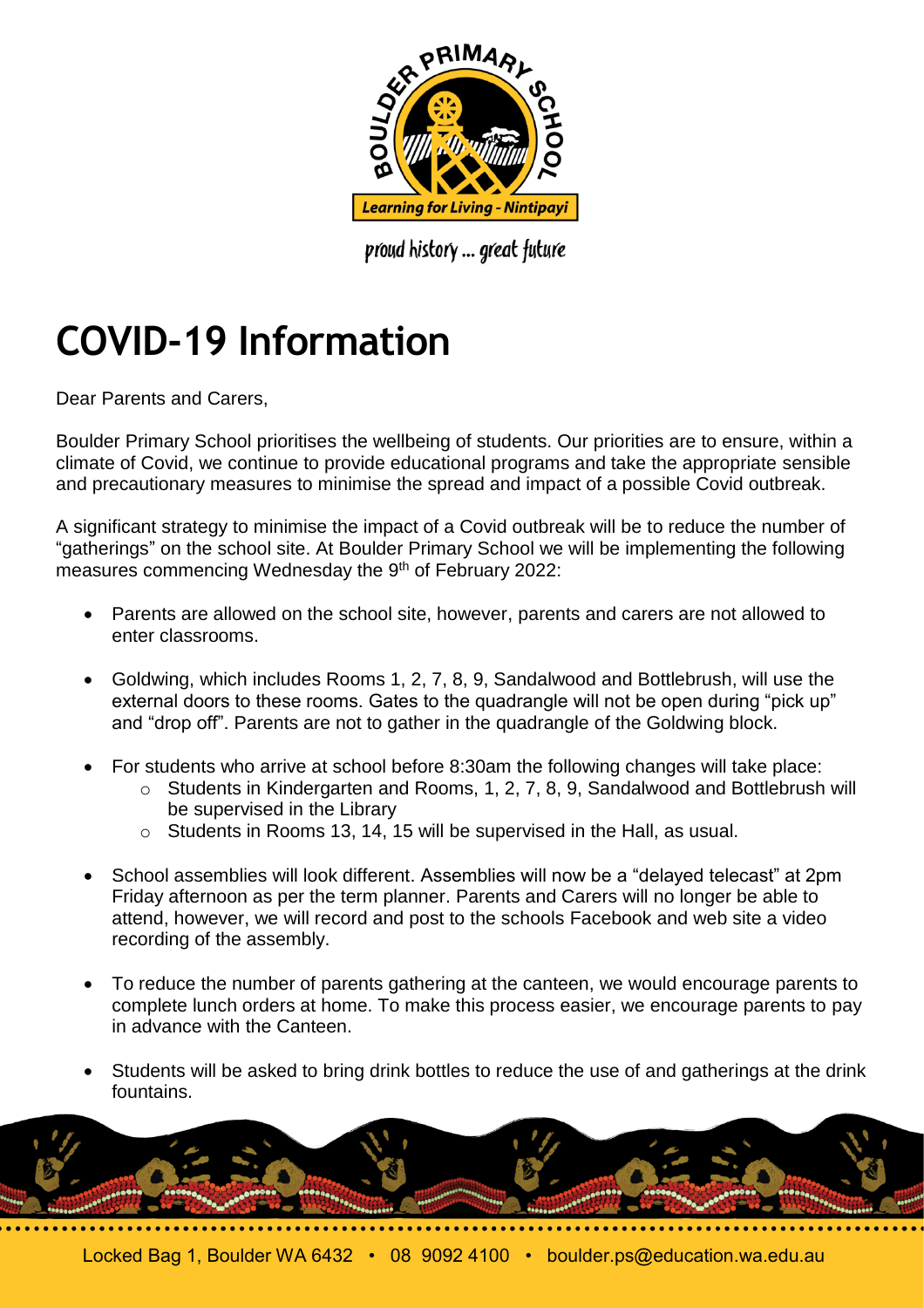# COVID-19 Information

Dear Parents and Carers,

Boulder Primary School prioritises the wellbeing of students. Our priorities are to ensure, within a climate of Covid, we continue to provide educational programs and take the appropriate sensible and precautionary measures to minimise the spread and impact of a possible Covid outbreak.

A significant strategy to minimise the impact of a Covid outbreak will be to reduce the number of "gatherings" on the school site. At Boulder Primary School we will be implementing the following measures commencing Wednesday the 9th of February 2022:

- Parents are allowed on the school site, however, parents and carers are not allowed to enter classrooms.
- Goldwing, which includes Rooms 1, 2, 7, 8, 9, Sandalwood and Bottlebrush, will use the external doors to these rooms. Gates to the quadrangle will not be open during "pick up" and "drop off". Parents are not to gather in the quadrangle of the Goldwing block.
- For students who arrive at school before 8:30am the following changes will take place:
  - Students in Kindergarten and Rooms, 1, 2, 7, 8, 9, Sandalwood and Bottlebrush will be supervised in the Library
  - Students in Rooms 13, 14, 15 will be supervised in the Hall, as usual.
- School assemblies will look different. Assemblies will now be a "delayed telecast" at 2pm Friday afternoon as per the term planner. Parents and Carers will no longer be able to attend, however, we will record and post to the schools Facebook and web site a video recording of the assembly.
- To reduce the number of parents gathering at the canteen, we would encourage parents to complete lunch orders at home. To make this process easier, we encourage parents to pay in advance with the Canteen.
- Students will be asked to bring drink bottles to reduce the use of and gatherings at the drink fountains.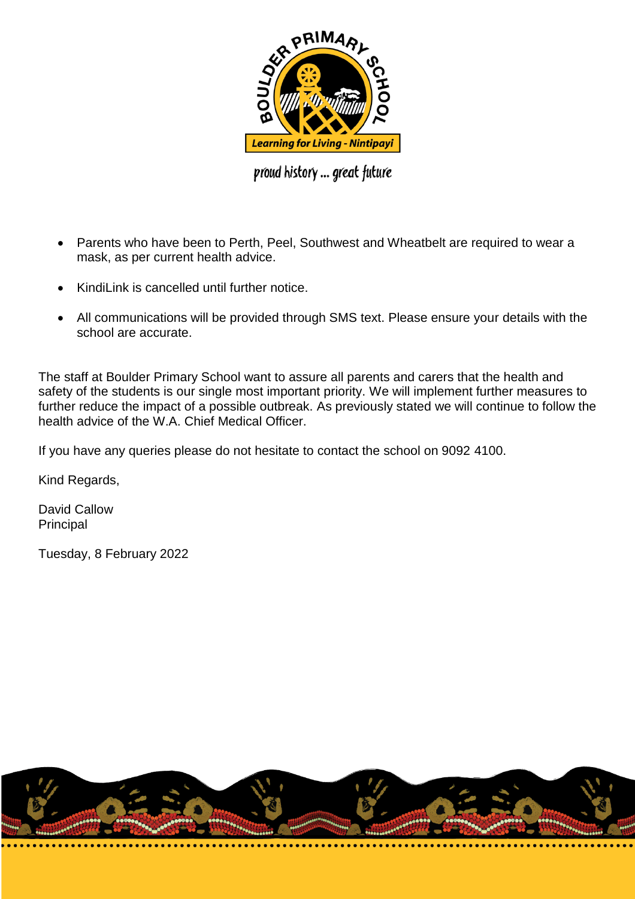- Parents who have been to Perth, Peel, Southwest and Wheatbelt are required to wear a mask, as per current health advice.
- KindiLink is cancelled until further notice.
- All communications will be provided through SMS text. Please ensure your details with the school are accurate.

The staff at Boulder Primary School want to assure all parents and carers that the health and safety of the students is our single most important priority. We will implement further measures to further reduce the impact of a possible outbreak. As previously stated we will continue to follow the health advice of the W.A. Chief Medical Officer.

If you have any queries please do not hesitate to contact the school on 9092 4100.

Kind Regards,

David Callow
Principal

Tuesday, 8 February 2022